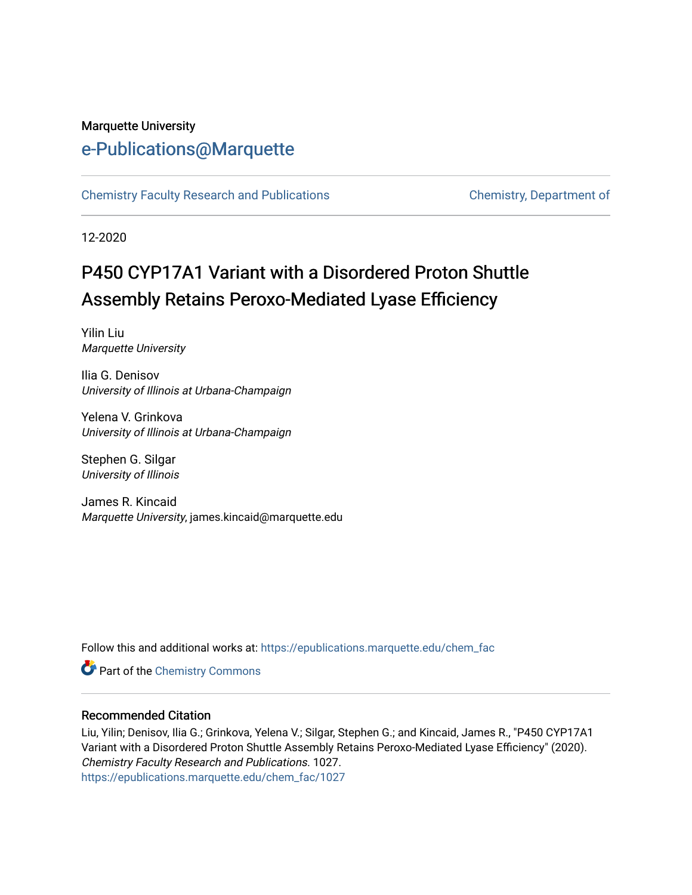Marquette University

# e-Publications@Marquette

Chemistry Faculty Research and Publications | Chemistry, Department of

12-2020

# P450 CYP17A1 Variant with a Disordered Proton Shuttle Assembly Retains Peroxo-Mediated Lyase Efficiency

Yilin Liu
*Marquette University*

Ilia G. Denisov
*University of Illinois at Urbana-Champaign*

Yelena V. Grinkova
*University of Illinois at Urbana-Champaign*

Stephen G. Silgar
*University of Illinois*

James R. Kincaid
*Marquette University*, james.kincaid@marquette.edu

Follow this and additional works at: https://epublications.marquette.edu/chem_fac

Part of the Chemistry Commons

## Recommended Citation

Liu, Yilin; Denisov, Ilia G.; Grinkova, Yelena V.; Silgar, Stephen G.; and Kincaid, James R., "P450 CYP17A1 Variant with a Disordered Proton Shuttle Assembly Retains Peroxo-Mediated Lyase Efficiency" (2020). *Chemistry Faculty Research and Publications*. 1027.
https://epublications.marquette.edu/chem_fac/1027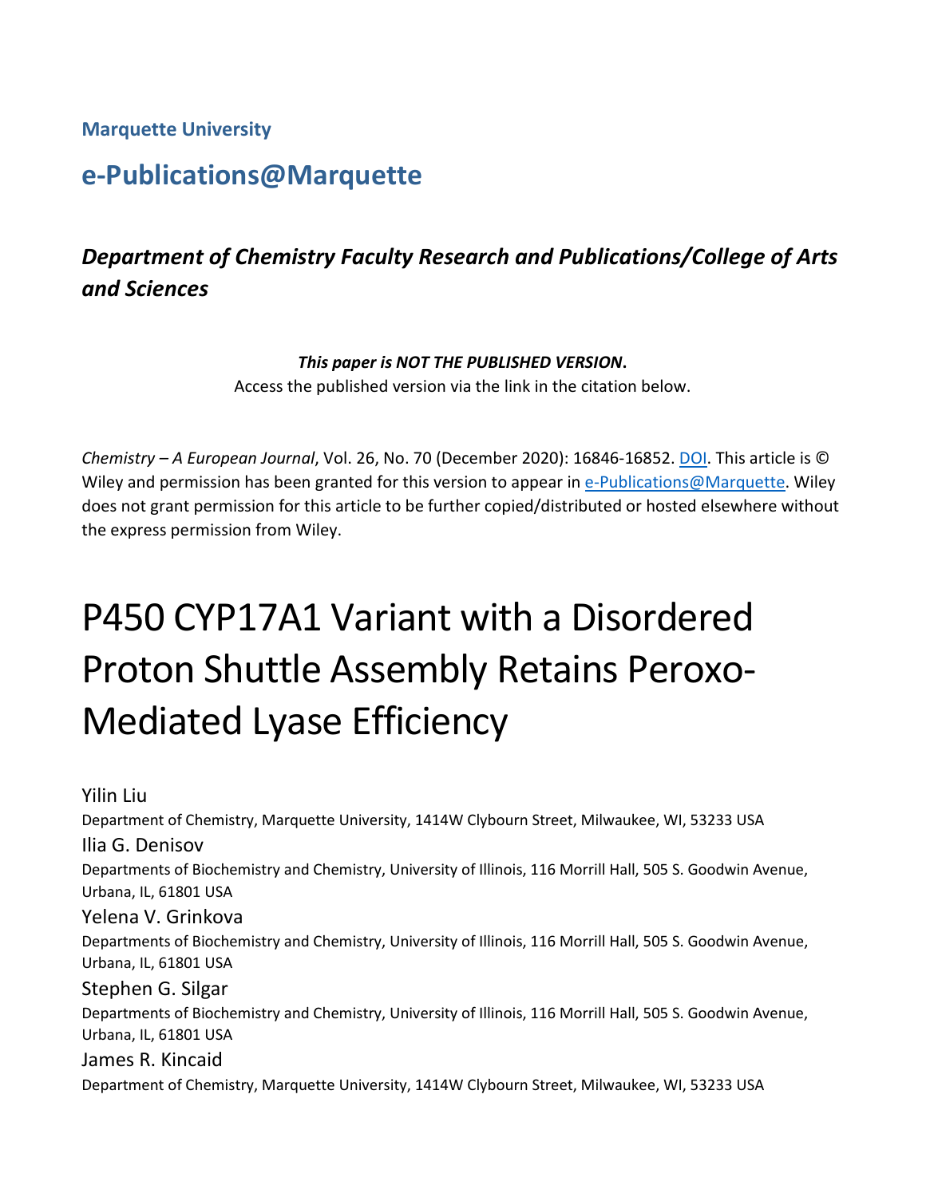Marquette University

## e-Publications@Marquette

### *Department of Chemistry Faculty Research and Publications/College of Arts and Sciences*

***This paper is NOT THE PUBLISHED VERSION*.**
Access the published version via the link in the citation below.

*Chemistry – A European Journal*, Vol. 26, No. 70 (December 2020): 16846-16852. DOI. This article is © Wiley and permission has been granted for this version to appear in e-Publications@Marquette. Wiley does not grant permission for this article to be further copied/distributed or hosted elsewhere without the express permission from Wiley.

# P450 CYP17A1 Variant with a Disordered Proton Shuttle Assembly Retains Peroxo-Mediated Lyase Efficiency

Yilin Liu
Department of Chemistry, Marquette University, 1414W Clybourn Street, Milwaukee, WI, 53233 USA

Ilia G. Denisov
Departments of Biochemistry and Chemistry, University of Illinois, 116 Morrill Hall, 505 S. Goodwin Avenue, Urbana, IL, 61801 USA

Yelena V. Grinkova
Departments of Biochemistry and Chemistry, University of Illinois, 116 Morrill Hall, 505 S. Goodwin Avenue, Urbana, IL, 61801 USA

Stephen G. Silgar
Departments of Biochemistry and Chemistry, University of Illinois, 116 Morrill Hall, 505 S. Goodwin Avenue, Urbana, IL, 61801 USA

James R. Kincaid
Department of Chemistry, Marquette University, 1414W Clybourn Street, Milwaukee, WI, 53233 USA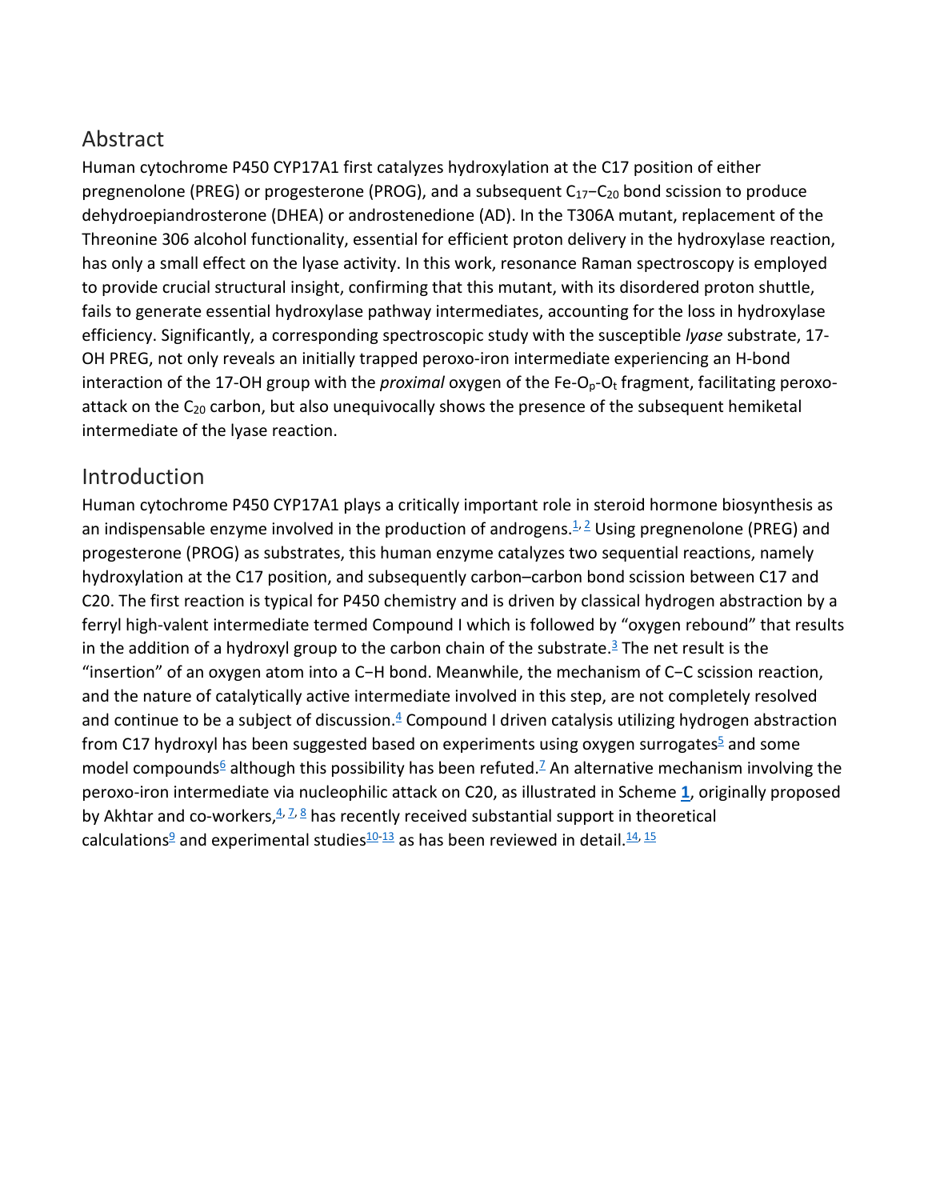## Abstract

Human cytochrome P450 CYP17A1 first catalyzes hydroxylation at the C17 position of either pregnenolone (PREG) or progesterone (PROG), and a subsequent $C_{17}$–$C_{20}$ bond scission to produce dehydroepiandrosterone (DHEA) or androstenedione (AD). In the T306A mutant, replacement of the Threonine 306 alcohol functionality, essential for efficient proton delivery in the hydroxylase reaction, has only a small effect on the lyase activity. In this work, resonance Raman spectroscopy is employed to provide crucial structural insight, confirming that this mutant, with its disordered proton shuttle, fails to generate essential hydroxylase pathway intermediates, accounting for the loss in hydroxylase efficiency. Significantly, a corresponding spectroscopic study with the susceptible *lyase* substrate, 17-OH PREG, not only reveals an initially trapped peroxo-iron intermediate experiencing an H-bond interaction of the 17-OH group with the *proximal* oxygen of the Fe-$O_p$-$O_t$ fragment, facilitating peroxo-attack on the $C_{20}$ carbon, but also unequivocally shows the presence of the subsequent hemiketal intermediate of the lyase reaction.

## Introduction

Human cytochrome P450 CYP17A1 plays a critically important role in steroid hormone biosynthesis as an indispensable enzyme involved in the production of androgens.[1,2] Using pregnenolone (PREG) and progesterone (PROG) as substrates, this human enzyme catalyzes two sequential reactions, namely hydroxylation at the C17 position, and subsequently carbon–carbon bond scission between C17 and C20. The first reaction is typical for P450 chemistry and is driven by classical hydrogen abstraction by a ferryl high-valent intermediate termed Compound I which is followed by "oxygen rebound" that results in the addition of a hydroxyl group to the carbon chain of the substrate.[3] The net result is the "insertion" of an oxygen atom into a C−H bond. Meanwhile, the mechanism of C−C scission reaction, and the nature of catalytically active intermediate involved in this step, are not completely resolved and continue to be a subject of discussion.[4] Compound I driven catalysis utilizing hydrogen abstraction from C17 hydroxyl has been suggested based on experiments using oxygen surrogates[5] and some model compounds[6] although this possibility has been refuted.[7] An alternative mechanism involving the peroxo-iron intermediate via nucleophilic attack on C20, as illustrated in Scheme **1**, originally proposed by Akhtar and co-workers,[4,7,8] has recently received substantial support in theoretical calculations[9] and experimental studies[10-13] as has been reviewed in detail.[14,15]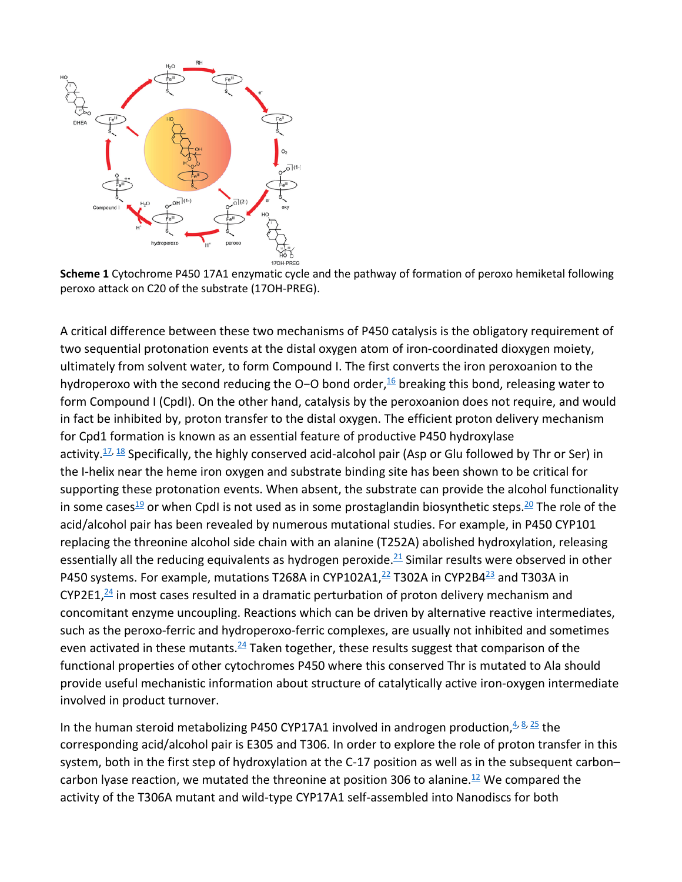**Scheme 1** Cytochrome P450 17A1 enzymatic cycle and the pathway of formation of peroxo hemiketal following peroxo attack on C20 of the substrate (17OH-PREG).

A critical difference between these two mechanisms of P450 catalysis is the obligatory requirement of two sequential protonation events at the distal oxygen atom of iron-coordinated dioxygen moiety, ultimately from solvent water, to form Compound I. The first converts the iron peroxoanion to the hydroperoxo with the second reducing the O−O bond order,[16] breaking this bond, releasing water to form Compound I (CpdI). On the other hand, catalysis by the peroxoanion does not require, and would in fact be inhibited by, proton transfer to the distal oxygen. The efficient proton delivery mechanism for Cpd1 formation is known as an essential feature of productive P450 hydroxylase activity.[17, 18] Specifically, the highly conserved acid-alcohol pair (Asp or Glu followed by Thr or Ser) in the I-helix near the heme iron oxygen and substrate binding site has been shown to be critical for supporting these protonation events. When absent, the substrate can provide the alcohol functionality in some cases[19] or when CpdI is not used as in some prostaglandin biosynthetic steps.[20] The role of the acid/alcohol pair has been revealed by numerous mutational studies. For example, in P450 CYP101 replacing the threonine alcohol side chain with an alanine (T252A) abolished hydroxylation, releasing essentially all the reducing equivalents as hydrogen peroxide.[21] Similar results were observed in other P450 systems. For example, mutations T268A in CYP102A1,[22] T302A in CYP2B4[23] and T303A in CYP2E1,[24] in most cases resulted in a dramatic perturbation of proton delivery mechanism and concomitant enzyme uncoupling. Reactions which can be driven by alternative reactive intermediates, such as the peroxo-ferric and hydroperoxo-ferric complexes, are usually not inhibited and sometimes even activated in these mutants.[24] Taken together, these results suggest that comparison of the functional properties of other cytochromes P450 where this conserved Thr is mutated to Ala should provide useful mechanistic information about structure of catalytically active iron-oxygen intermediate involved in product turnover.

In the human steroid metabolizing P450 CYP17A1 involved in androgen production,[4, 8, 25] the corresponding acid/alcohol pair is E305 and T306. In order to explore the role of proton transfer in this system, both in the first step of hydroxylation at the C-17 position as well as in the subsequent carbon–carbon lyase reaction, we mutated the threonine at position 306 to alanine.[12] We compared the activity of the T306A mutant and wild-type CYP17A1 self-assembled into Nanodiscs for both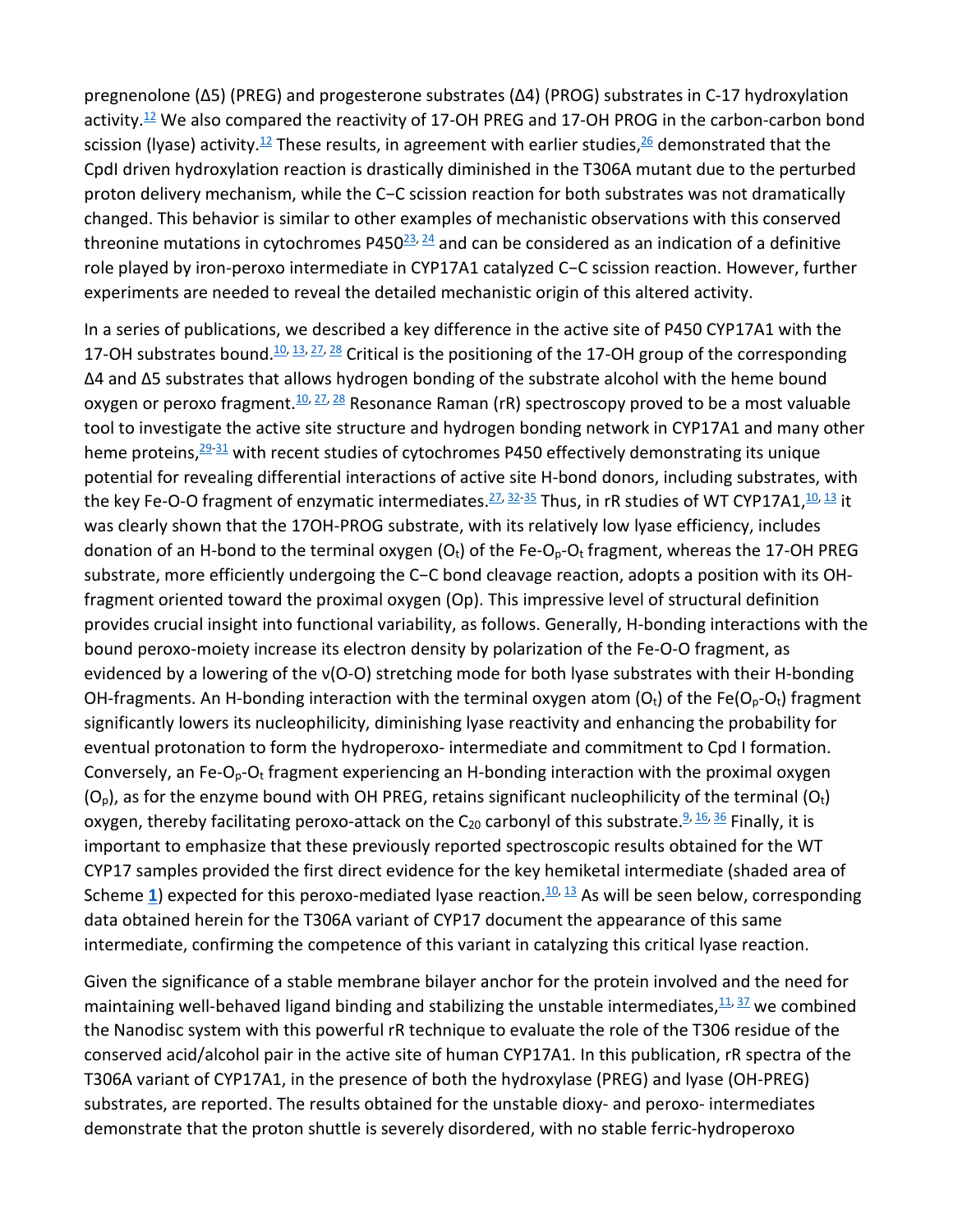pregnenolone (Δ5) (PREG) and progesterone substrates (Δ4) (PROG) substrates in C-17 hydroxylation activity.[12] We also compared the reactivity of 17-OH PREG and 17-OH PROG in the carbon-carbon bond scission (lyase) activity.[12] These results, in agreement with earlier studies,[26] demonstrated that the CpdI driven hydroxylation reaction is drastically diminished in the T306A mutant due to the perturbed proton delivery mechanism, while the C−C scission reaction for both substrates was not dramatically changed. This behavior is similar to other examples of mechanistic observations with this conserved threonine mutations in cytochromes P450[23, 24] and can be considered as an indication of a definitive role played by iron-peroxo intermediate in CYP17A1 catalyzed C−C scission reaction. However, further experiments are needed to reveal the detailed mechanistic origin of this altered activity.

In a series of publications, we described a key difference in the active site of P450 CYP17A1 with the 17-OH substrates bound.[10, 13, 27, 28] Critical is the positioning of the 17-OH group of the corresponding Δ4 and Δ5 substrates that allows hydrogen bonding of the substrate alcohol with the heme bound oxygen or peroxo fragment.[10, 27, 28] Resonance Raman (rR) spectroscopy proved to be a most valuable tool to investigate the active site structure and hydrogen bonding network in CYP17A1 and many other heme proteins,[29-31] with recent studies of cytochromes P450 effectively demonstrating its unique potential for revealing differential interactions of active site H-bond donors, including substrates, with the key Fe-O-O fragment of enzymatic intermediates.[27, 32-35] Thus, in rR studies of WT CYP17A1,[10, 13] it was clearly shown that the 17OH-PROG substrate, with its relatively low lyase efficiency, includes donation of an H-bond to the terminal oxygen ($O_t$) of the Fe-$O_p$-$O_t$ fragment, whereas the 17-OH PREG substrate, more efficiently undergoing the C−C bond cleavage reaction, adopts a position with its OH-fragment oriented toward the proximal oxygen (Op). This impressive level of structural definition provides crucial insight into functional variability, as follows. Generally, H-bonding interactions with the bound peroxo-moiety increase its electron density by polarization of the Fe-O-O fragment, as evidenced by a lowering of the ν(O-O) stretching mode for both lyase substrates with their H-bonding OH-fragments. An H-bonding interaction with the terminal oxygen atom ($O_t$) of the Fe($O_p$-$O_t$) fragment significantly lowers its nucleophilicity, diminishing lyase reactivity and enhancing the probability for eventual protonation to form the hydroperoxo- intermediate and commitment to Cpd I formation. Conversely, an Fe-$O_p$-$O_t$ fragment experiencing an H-bonding interaction with the proximal oxygen ($O_p$), as for the enzyme bound with OH PREG, retains significant nucleophilicity of the terminal ($O_t$) oxygen, thereby facilitating peroxo-attack on the $C_{20}$ carbonyl of this substrate.[9, 16, 36] Finally, it is important to emphasize that these previously reported spectroscopic results obtained for the WT CYP17 samples provided the first direct evidence for the key hemiketal intermediate (shaded area of Scheme **1**) expected for this peroxo-mediated lyase reaction.[10, 13] As will be seen below, corresponding data obtained herein for the T306A variant of CYP17 document the appearance of this same intermediate, confirming the competence of this variant in catalyzing this critical lyase reaction.

Given the significance of a stable membrane bilayer anchor for the protein involved and the need for maintaining well-behaved ligand binding and stabilizing the unstable intermediates,[11, 37] we combined the Nanodisc system with this powerful rR technique to evaluate the role of the T306 residue of the conserved acid/alcohol pair in the active site of human CYP17A1. In this publication, rR spectra of the T306A variant of CYP17A1, in the presence of both the hydroxylase (PREG) and lyase (OH-PREG) substrates, are reported. The results obtained for the unstable dioxy- and peroxo- intermediates demonstrate that the proton shuttle is severely disordered, with no stable ferric-hydroperoxo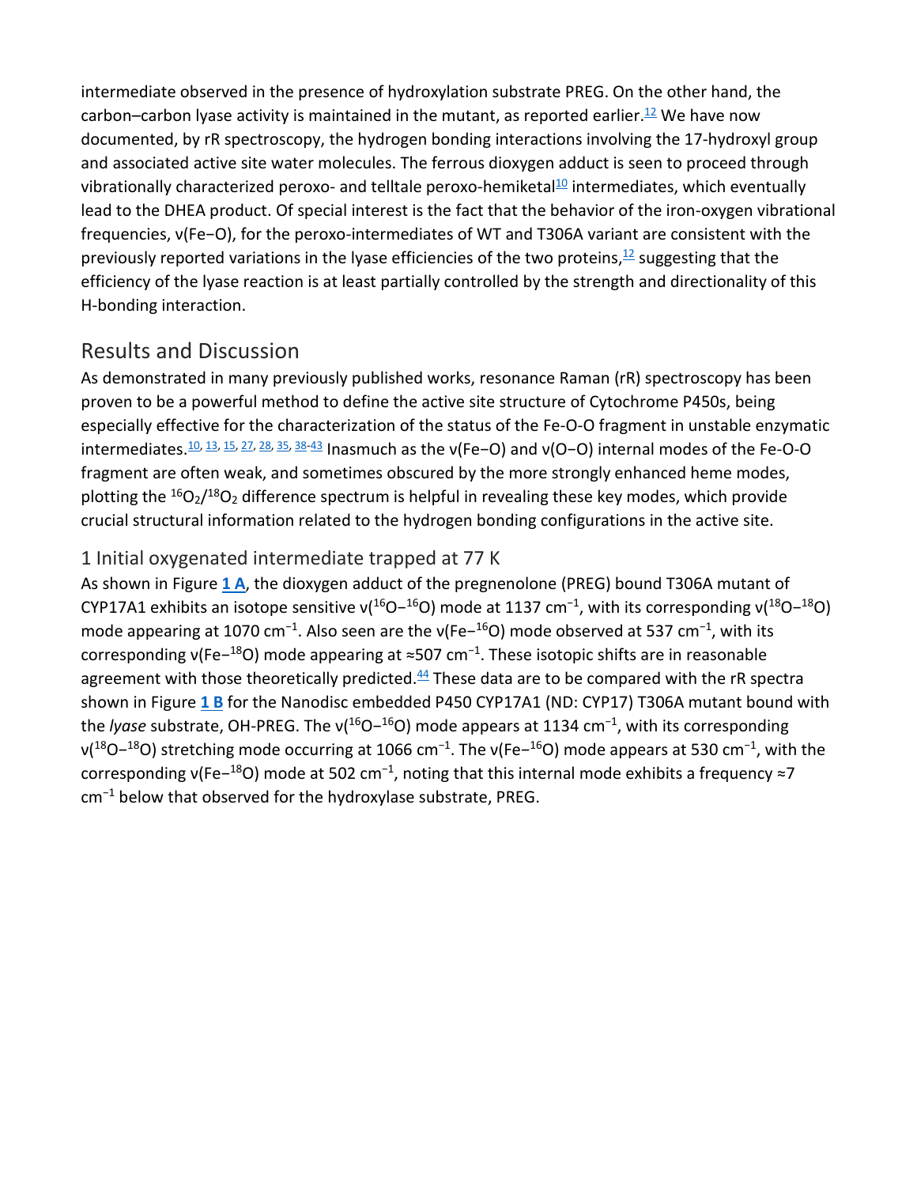intermediate observed in the presence of hydroxylation substrate PREG. On the other hand, the carbon–carbon lyase activity is maintained in the mutant, as reported earlier.[12] We have now documented, by rR spectroscopy, the hydrogen bonding interactions involving the 17-hydroxyl group and associated active site water molecules. The ferrous dioxygen adduct is seen to proceed through vibrationally characterized peroxo- and telltale peroxo-hemiketal[10] intermediates, which eventually lead to the DHEA product. Of special interest is the fact that the behavior of the iron-oxygen vibrational frequencies, ν(Fe−O), for the peroxo-intermediates of WT and T306A variant are consistent with the previously reported variations in the lyase efficiencies of the two proteins,[12] suggesting that the efficiency of the lyase reaction is at least partially controlled by the strength and directionality of this H-bonding interaction.

## Results and Discussion

As demonstrated in many previously published works, resonance Raman (rR) spectroscopy has been proven to be a powerful method to define the active site structure of Cytochrome P450s, being especially effective for the characterization of the status of the Fe-O-O fragment in unstable enzymatic intermediates.[10, 13, 15, 27, 28, 35, 38-43] Inasmuch as the ν(Fe−O) and ν(O−O) internal modes of the Fe-O-O fragment are often weak, and sometimes obscured by the more strongly enhanced heme modes, plotting the $^{16}O_2$/$^{18}O_2$ difference spectrum is helpful in revealing these key modes, which provide crucial structural information related to the hydrogen bonding configurations in the active site.

### 1 Initial oxygenated intermediate trapped at 77 K

As shown in Figure **1 A**, the dioxygen adduct of the pregnenolone (PREG) bound T306A mutant of CYP17A1 exhibits an isotope sensitive ν($^{16}$O−$^{16}$O) mode at 1137 cm$^{-1}$, with its corresponding ν($^{18}$O−$^{18}$O) mode appearing at 1070 cm$^{-1}$. Also seen are the ν(Fe−$^{16}$O) mode observed at 537 cm$^{-1}$, with its corresponding ν(Fe−$^{18}$O) mode appearing at ≈507 cm$^{-1}$. These isotopic shifts are in reasonable agreement with those theoretically predicted.[44] These data are to be compared with the rR spectra shown in Figure **1 B** for the Nanodisc embedded P450 CYP17A1 (ND: CYP17) T306A mutant bound with the *lyase* substrate, OH-PREG. The ν($^{16}$O−$^{16}$O) mode appears at 1134 cm$^{-1}$, with its corresponding ν($^{18}$O−$^{18}$O) stretching mode occurring at 1066 cm$^{-1}$. The ν(Fe−$^{16}$O) mode appears at 530 cm$^{-1}$, with the corresponding ν(Fe−$^{18}$O) mode at 502 cm$^{-1}$, noting that this internal mode exhibits a frequency ≈7 cm$^{-1}$ below that observed for the hydroxylase substrate, PREG.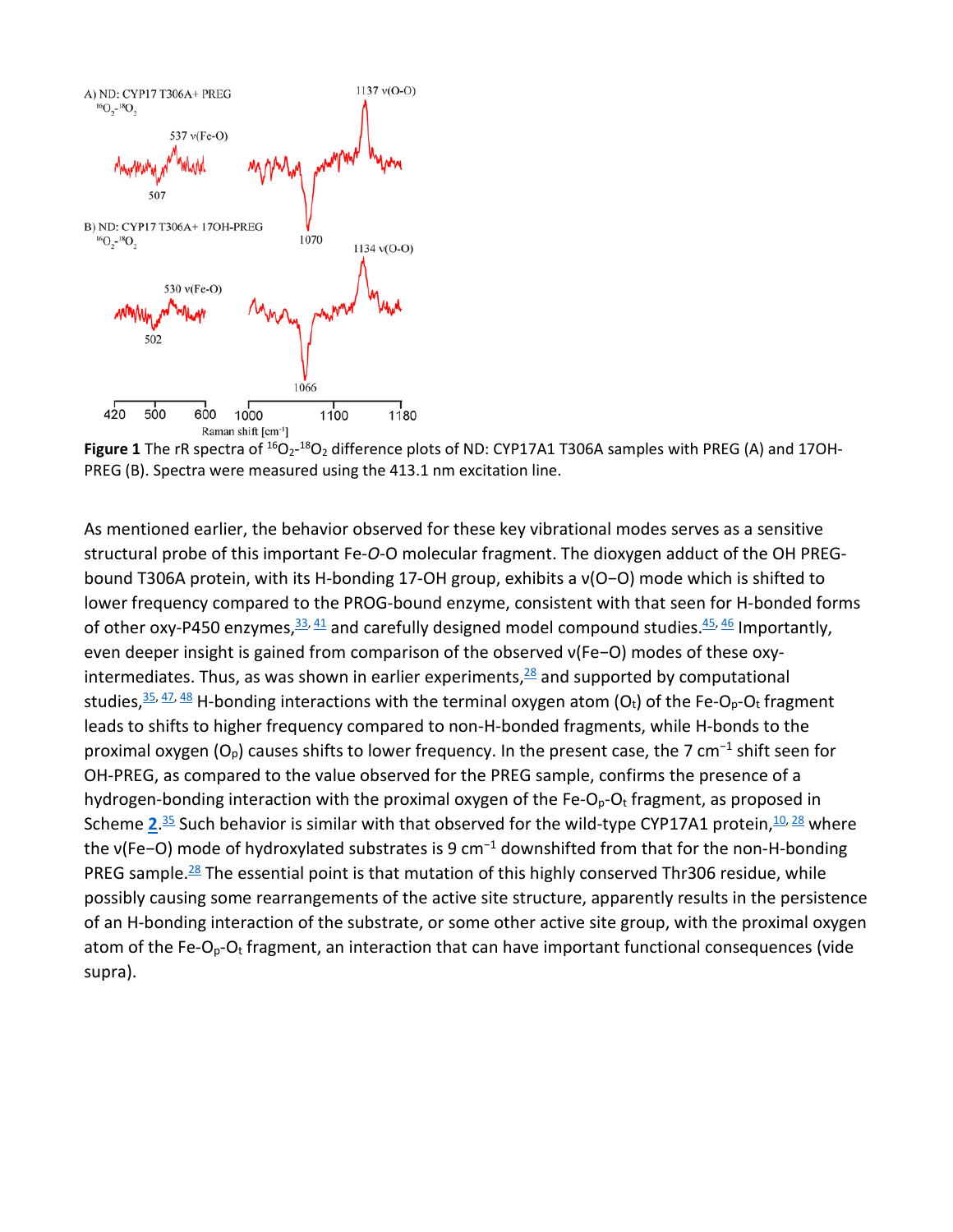**Figure 1** The rR spectra of $^{16}O_2$-$^{18}O_2$ difference plots of ND: CYP17A1 T306A samples with PREG (A) and 17OH-PREG (B). Spectra were measured using the 413.1 nm excitation line.

As mentioned earlier, the behavior observed for these key vibrational modes serves as a sensitive structural probe of this important Fe-*O*-O molecular fragment. The dioxygen adduct of the OH PREG-bound T306A protein, with its H-bonding 17-OH group, exhibits a ν(O−O) mode which is shifted to lower frequency compared to the PROG-bound enzyme, consistent with that seen for H-bonded forms of other oxy-P450 enzymes,[33, 41] and carefully designed model compound studies.[45, 46] Importantly, even deeper insight is gained from comparison of the observed ν(Fe−O) modes of these oxy-intermediates. Thus, as was shown in earlier experiments,[28] and supported by computational studies,[35, 47, 48] H-bonding interactions with the terminal oxygen atom ($O_t$) of the Fe-$O_p$-$O_t$ fragment leads to shifts to higher frequency compared to non-H-bonded fragments, while H-bonds to the proximal oxygen ($O_p$) causes shifts to lower frequency. In the present case, the 7 $cm^{-1}$ shift seen for OH-PREG, as compared to the value observed for the PREG sample, confirms the presence of a hydrogen-bonding interaction with the proximal oxygen of the Fe-$O_p$-$O_t$ fragment, as proposed in Scheme **2**.[35] Such behavior is similar with that observed for the wild-type CYP17A1 protein,[10, 28] where the ν(Fe−O) mode of hydroxylated substrates is 9 $cm^{-1}$ downshifted from that for the non-H-bonding PREG sample.[28] The essential point is that mutation of this highly conserved Thr306 residue, while possibly causing some rearrangements of the active site structure, apparently results in the persistence of an H-bonding interaction of the substrate, or some other active site group, with the proximal oxygen atom of the Fe-$O_p$-$O_t$ fragment, an interaction that can have important functional consequences (vide supra).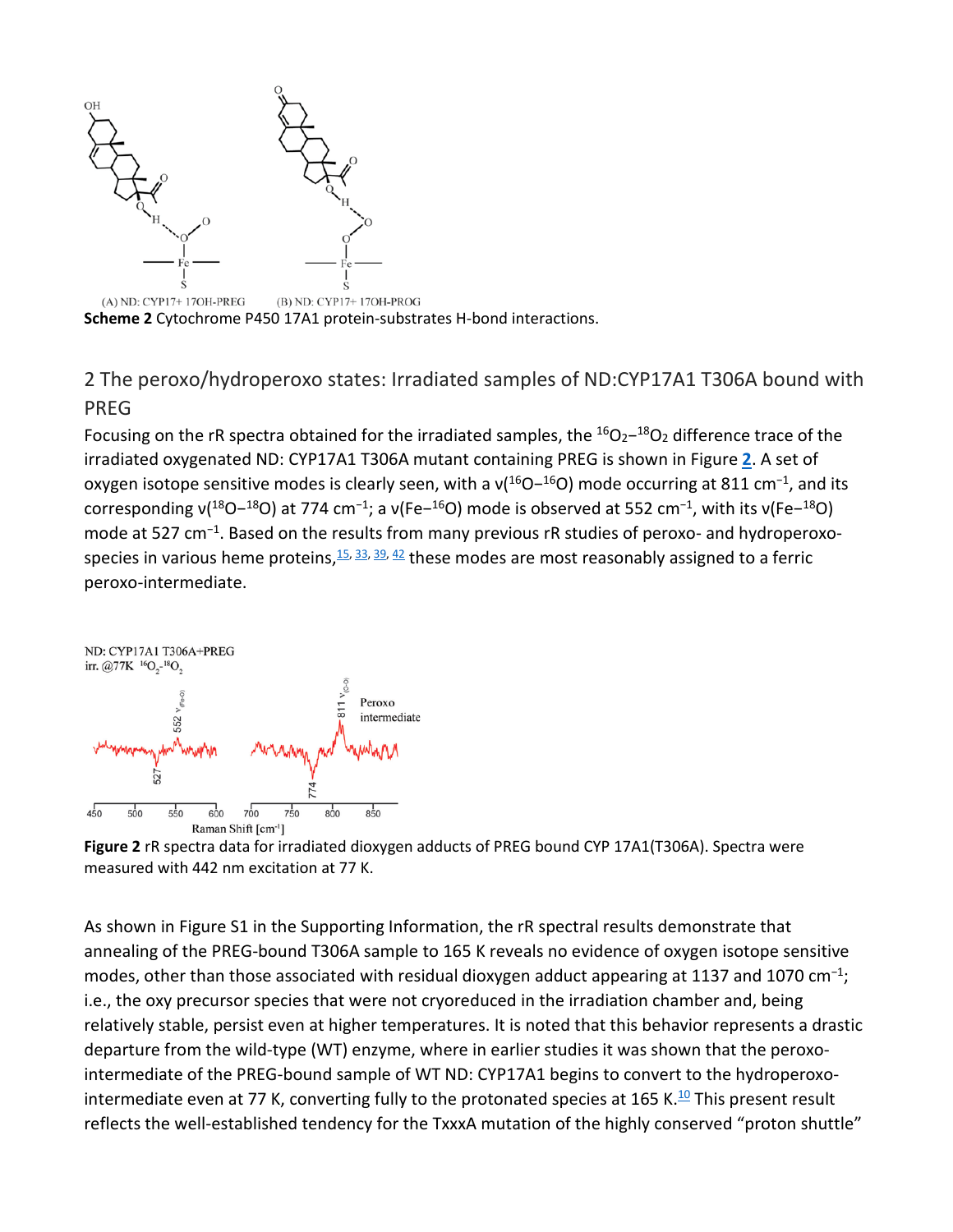**Scheme 2** Cytochrome P450 17A1 protein-substrates H-bond interactions.

## 2 The peroxo/hydroperoxo states: Irradiated samples of ND:CYP17A1 T306A bound with PREG

Focusing on the rR spectra obtained for the irradiated samples, the $^{16}O_2$–$^{18}O_2$ difference trace of the irradiated oxygenated ND: CYP17A1 T306A mutant containing PREG is shown in Figure 2. A set of oxygen isotope sensitive modes is clearly seen, with a ν($^{16}$O−$^{16}$O) mode occurring at 811 cm$^{-1}$, and its corresponding ν($^{18}$O−$^{18}$O) at 774 cm$^{-1}$; a ν(Fe−$^{16}$O) mode is observed at 552 cm$^{-1}$, with its ν(Fe−$^{18}$O) mode at 527 cm$^{-1}$. Based on the results from many previous rR studies of peroxo- and hydroperoxo-species in various heme proteins,[15, 33, 39, 42] these modes are most reasonably assigned to a ferric peroxo-intermediate.

**Figure 2** rR spectra data for irradiated dioxygen adducts of PREG bound CYP 17A1(T306A). Spectra were measured with 442 nm excitation at 77 K.

As shown in Figure S1 in the Supporting Information, the rR spectral results demonstrate that annealing of the PREG-bound T306A sample to 165 K reveals no evidence of oxygen isotope sensitive modes, other than those associated with residual dioxygen adduct appearing at 1137 and 1070 cm$^{-1}$; i.e., the oxy precursor species that were not cryoreduced in the irradiation chamber and, being relatively stable, persist even at higher temperatures. It is noted that this behavior represents a drastic departure from the wild-type (WT) enzyme, where in earlier studies it was shown that the peroxo-intermediate of the PREG-bound sample of WT ND: CYP17A1 begins to convert to the hydroperoxo-intermediate even at 77 K, converting fully to the protonated species at 165 K.[10] This present result reflects the well-established tendency for the TxxxA mutation of the highly conserved "proton shuttle"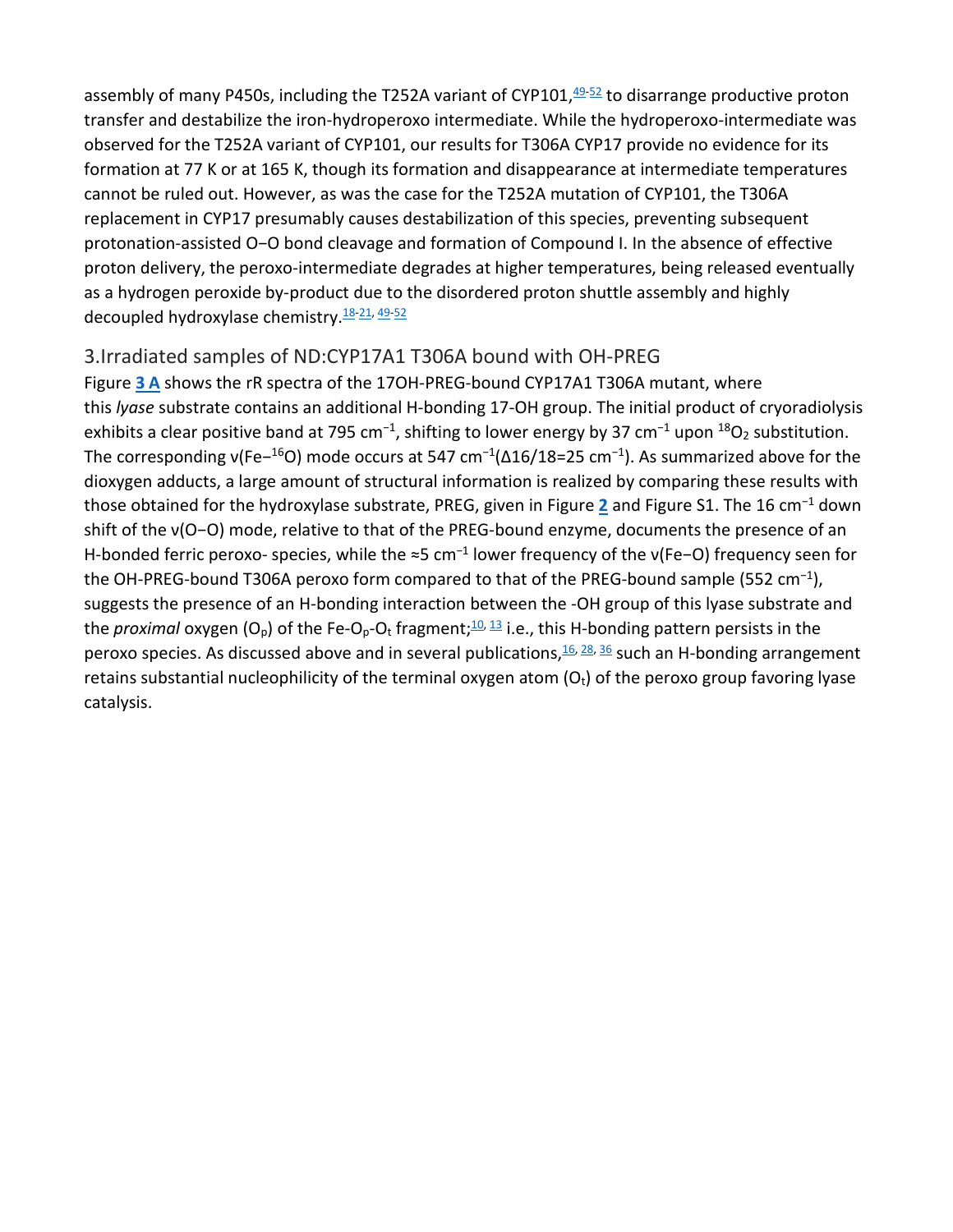assembly of many P450s, including the T252A variant of CYP101,[49-52] to disarrange productive proton transfer and destabilize the iron-hydroperoxo intermediate. While the hydroperoxo-intermediate was observed for the T252A variant of CYP101, our results for T306A CYP17 provide no evidence for its formation at 77 K or at 165 K, though its formation and disappearance at intermediate temperatures cannot be ruled out. However, as was the case for the T252A mutation of CYP101, the T306A replacement in CYP17 presumably causes destabilization of this species, preventing subsequent protonation-assisted O−O bond cleavage and formation of Compound I. In the absence of effective proton delivery, the peroxo-intermediate degrades at higher temperatures, being released eventually as a hydrogen peroxide by-product due to the disordered proton shuttle assembly and highly decoupled hydroxylase chemistry.[18-21, 49-52]

## 3.Irradiated samples of ND:CYP17A1 T306A bound with OH-PREG

Figure **3 A** shows the rR spectra of the 17OH-PREG-bound CYP17A1 T306A mutant, where this *lyase* substrate contains an additional H-bonding 17-OH group. The initial product of cryoradiolysis exhibits a clear positive band at 795 $cm^{-1}$, shifting to lower energy by 37 $cm^{-1}$ upon $^{18}O_2$ substitution. The corresponding ν(Fe−$^{16}$O) mode occurs at 547 $cm^{-1}$($\Delta$16/18=25 $cm^{-1}$). As summarized above for the dioxygen adducts, a large amount of structural information is realized by comparing these results with those obtained for the hydroxylase substrate, PREG, given in Figure **2** and Figure S1. The 16 $cm^{-1}$ down shift of the ν(O−O) mode, relative to that of the PREG-bound enzyme, documents the presence of an H-bonded ferric peroxo- species, while the ≈5 $cm^{-1}$ lower frequency of the ν(Fe−O) frequency seen for the OH-PREG-bound T306A peroxo form compared to that of the PREG-bound sample (552 $cm^{-1}$), suggests the presence of an H-bonding interaction between the -OH group of this lyase substrate and the *proximal* oxygen ($O_p$) of the Fe-$O_p$-$O_t$ fragment;[10, 13] i.e., this H-bonding pattern persists in the peroxo species. As discussed above and in several publications,[16, 28, 36] such an H-bonding arrangement retains substantial nucleophilicity of the terminal oxygen atom ($O_t$) of the peroxo group favoring lyase catalysis.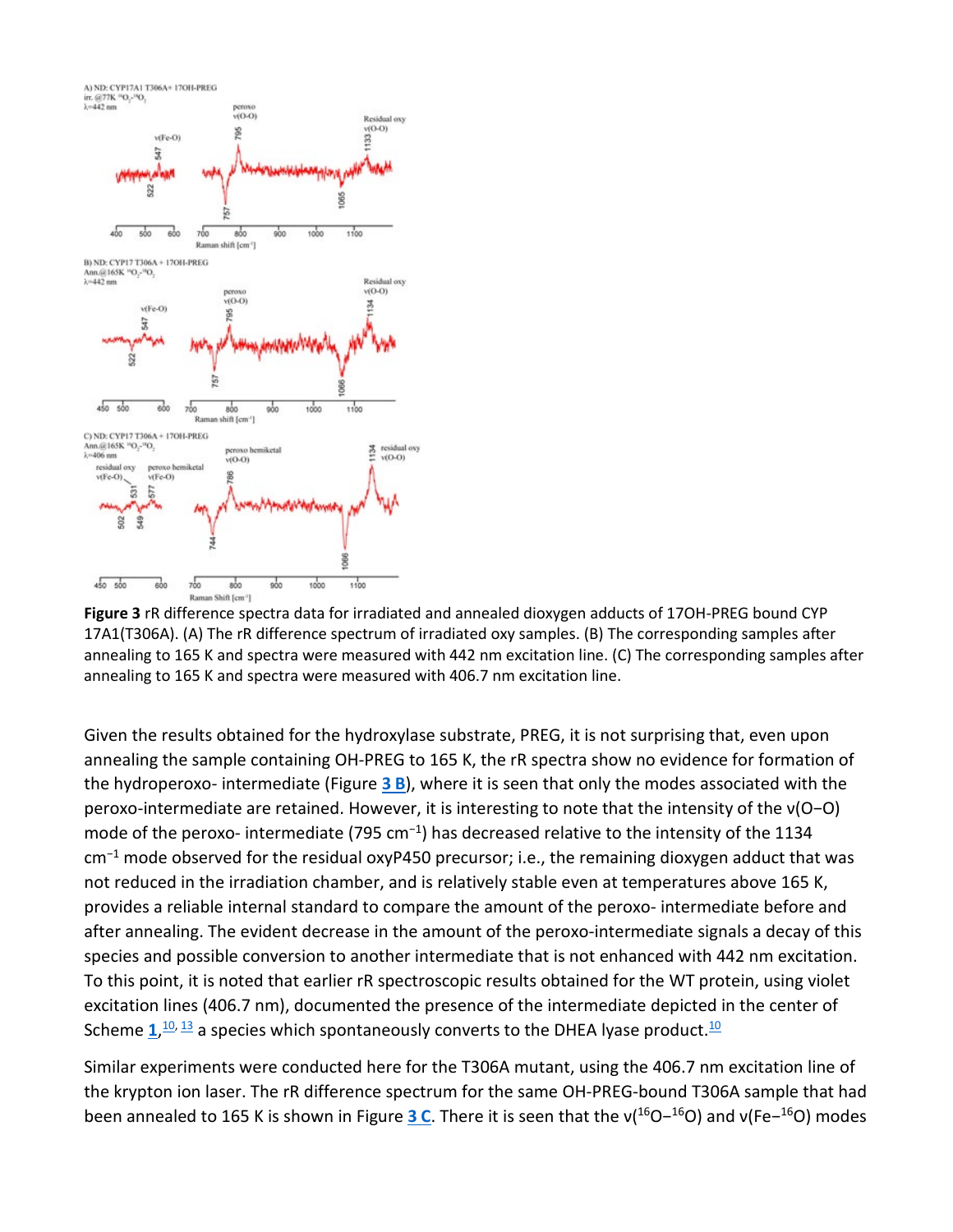**Figure 3** rR difference spectra data for irradiated and annealed dioxygen adducts of 17OH-PREG bound CYP 17A1(T306A). (A) The rR difference spectrum of irradiated oxy samples. (B) The corresponding samples after annealing to 165 K and spectra were measured with 442 nm excitation line. (C) The corresponding samples after annealing to 165 K and spectra were measured with 406.7 nm excitation line.

Given the results obtained for the hydroxylase substrate, PREG, it is not surprising that, even upon annealing the sample containing OH-PREG to 165 K, the rR spectra show no evidence for formation of the hydroperoxo- intermediate (Figure 3 B), where it is seen that only the modes associated with the peroxo-intermediate are retained. However, it is interesting to note that the intensity of the ν(O−O) mode of the peroxo- intermediate (795 $cm^{-1}$) has decreased relative to the intensity of the 1134 $cm^{-1}$ mode observed for the residual oxyP450 precursor; i.e., the remaining dioxygen adduct that was not reduced in the irradiation chamber, and is relatively stable even at temperatures above 165 K, provides a reliable internal standard to compare the amount of the peroxo- intermediate before and after annealing. The evident decrease in the amount of the peroxo-intermediate signals a decay of this species and possible conversion to another intermediate that is not enhanced with 442 nm excitation. To this point, it is noted that earlier rR spectroscopic results obtained for the WT protein, using violet excitation lines (406.7 nm), documented the presence of the intermediate depicted in the center of Scheme 1,[10, 13] a species which spontaneously converts to the DHEA lyase product.[10]

Similar experiments were conducted here for the T306A mutant, using the 406.7 nm excitation line of the krypton ion laser. The rR difference spectrum for the same OH-PREG-bound T306A sample that had been annealed to 165 K is shown in Figure 3 C. There it is seen that the $\nu(^{16}O{-}^{16}O)$ and $\nu(Fe{-}^{16}O)$ modes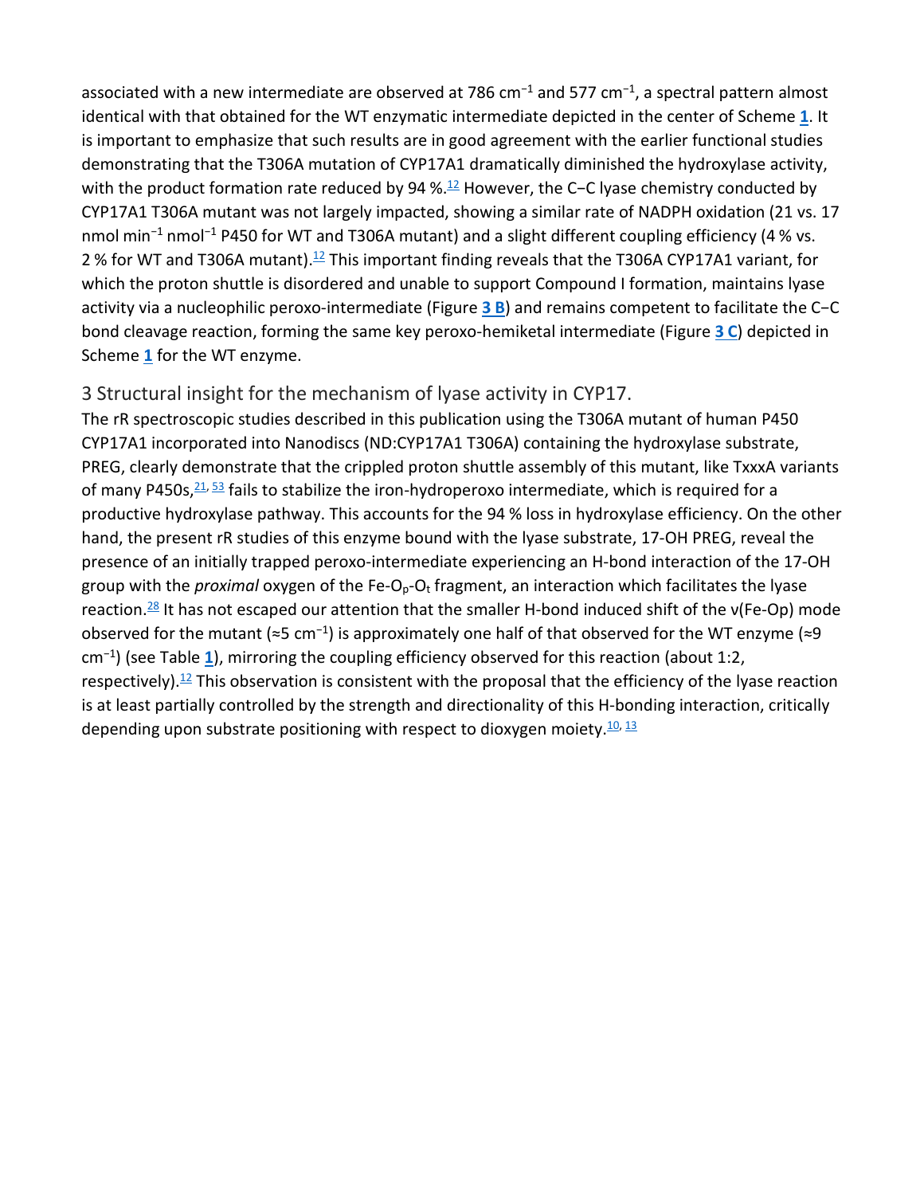associated with a new intermediate are observed at 786 $cm^{-1}$ and 577 $cm^{-1}$, a spectral pattern almost identical with that obtained for the WT enzymatic intermediate depicted in the center of Scheme **1**. It is important to emphasize that such results are in good agreement with the earlier functional studies demonstrating that the T306A mutation of CYP17A1 dramatically diminished the hydroxylase activity, with the product formation rate reduced by 94 %.[12] However, the C−C lyase chemistry conducted by CYP17A1 T306A mutant was not largely impacted, showing a similar rate of NADPH oxidation (21 vs. 17 nmol $min^{-1}$ $nmol^{-1}$ P450 for WT and T306A mutant) and a slight different coupling efficiency (4 % vs. 2 % for WT and T306A mutant).[12] This important finding reveals that the T306A CYP17A1 variant, for which the proton shuttle is disordered and unable to support Compound I formation, maintains lyase activity via a nucleophilic peroxo-intermediate (Figure **3 B**) and remains competent to facilitate the C−C bond cleavage reaction, forming the same key peroxo-hemiketal intermediate (Figure **3 C**) depicted in Scheme **1** for the WT enzyme.

## 3 Structural insight for the mechanism of lyase activity in CYP17.

The rR spectroscopic studies described in this publication using the T306A mutant of human P450 CYP17A1 incorporated into Nanodiscs (ND:CYP17A1 T306A) containing the hydroxylase substrate, PREG, clearly demonstrate that the crippled proton shuttle assembly of this mutant, like TxxxA variants of many P450s,[21,53] fails to stabilize the iron-hydroperoxo intermediate, which is required for a productive hydroxylase pathway. This accounts for the 94 % loss in hydroxylase efficiency. On the other hand, the present rR studies of this enzyme bound with the lyase substrate, 17-OH PREG, reveal the presence of an initially trapped peroxo-intermediate experiencing an H-bond interaction of the 17-OH group with the *proximal* oxygen of the Fe-$O_p$-$O_t$ fragment, an interaction which facilitates the lyase reaction.[28] It has not escaped our attention that the smaller H-bond induced shift of the ν(Fe-Op) mode observed for the mutant (≈5 $cm^{-1}$) is approximately one half of that observed for the WT enzyme (≈9 $cm^{-1}$) (see Table **1**), mirroring the coupling efficiency observed for this reaction (about 1:2, respectively).[12] This observation is consistent with the proposal that the efficiency of the lyase reaction is at least partially controlled by the strength and directionality of this H-bonding interaction, critically depending upon substrate positioning with respect to dioxygen moiety.[10,13]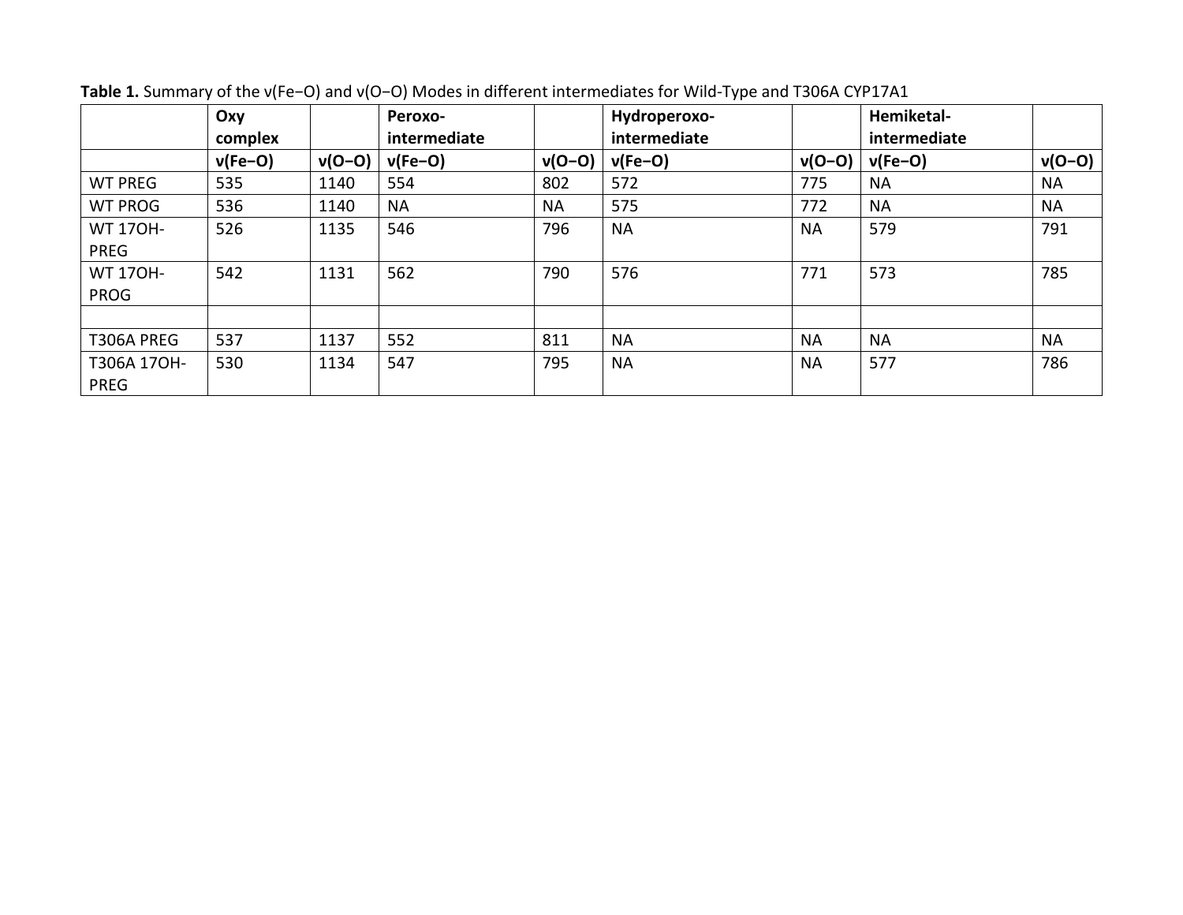**Table 1.** Summary of the ν(Fe−O) and ν(O−O) Modes in different intermediates for Wild-Type and T306A CYP17A1

| | Oxy complex | | Peroxo-intermediate | | Hydroperoxo-intermediate | | Hemiketal-intermediate | |
|---|---|---|---|---|---|---|---|---|
| | ν(Fe−O) | ν(O−O) | ν(Fe−O) | ν(O−O) | ν(Fe−O) | ν(O−O) | ν(Fe−O) | ν(O−O) |
| WT PREG | 535 | 1140 | 554 | 802 | 572 | 775 | NA | NA |
| WT PROG | 536 | 1140 | NA | NA | 575 | 772 | NA | NA |
| WT 17OH-PREG | 526 | 1135 | 546 | 796 | NA | NA | 579 | 791 |
| WT 17OH-PROG | 542 | 1131 | 562 | 790 | 576 | 771 | 573 | 785 |
| | | | | | | | | |
| T306A PREG | 537 | 1137 | 552 | 811 | NA | NA | NA | NA |
| T306A 17OH-PREG | 530 | 1134 | 547 | 795 | NA | NA | 577 | 786 |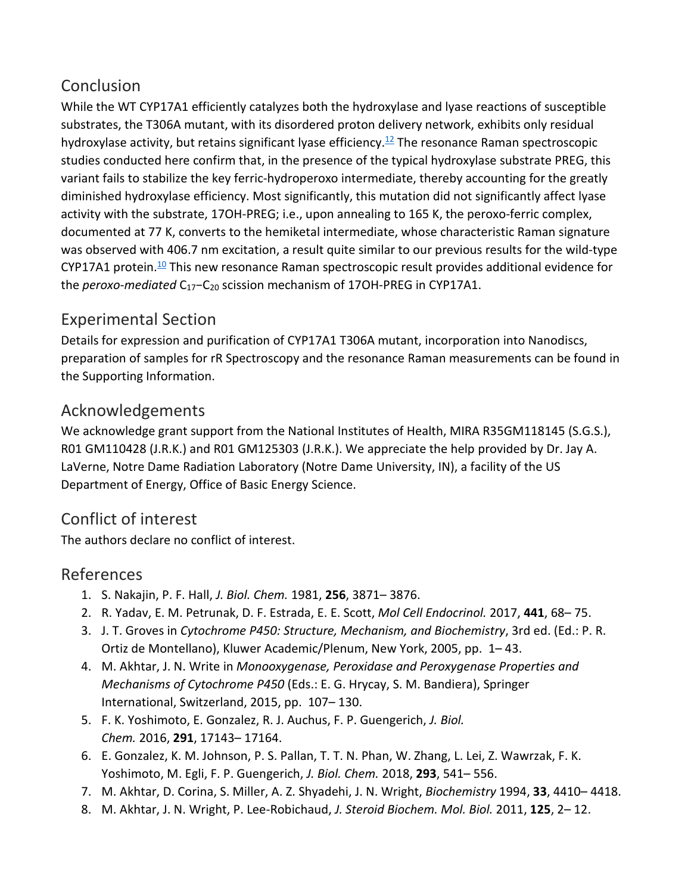## Conclusion

While the WT CYP17A1 efficiently catalyzes both the hydroxylase and lyase reactions of susceptible substrates, the T306A mutant, with its disordered proton delivery network, exhibits only residual hydroxylase activity, but retains significant lyase efficiency.[12] The resonance Raman spectroscopic studies conducted here confirm that, in the presence of the typical hydroxylase substrate PREG, this variant fails to stabilize the key ferric-hydroperoxo intermediate, thereby accounting for the greatly diminished hydroxylase efficiency. Most significantly, this mutation did not significantly affect lyase activity with the substrate, 17OH-PREG; i.e., upon annealing to 165 K, the peroxo-ferric complex, documented at 77 K, converts to the hemiketal intermediate, whose characteristic Raman signature was observed with 406.7 nm excitation, a result quite similar to our previous results for the wild-type CYP17A1 protein.[10] This new resonance Raman spectroscopic result provides additional evidence for the *peroxo-mediated* $C_{17}$–$C_{20}$ scission mechanism of 17OH-PREG in CYP17A1.

## Experimental Section

Details for expression and purification of CYP17A1 T306A mutant, incorporation into Nanodiscs, preparation of samples for rR Spectroscopy and the resonance Raman measurements can be found in the Supporting Information.

## Acknowledgements

We acknowledge grant support from the National Institutes of Health, MIRA R35GM118145 (S.G.S.), R01 GM110428 (J.R.K.) and R01 GM125303 (J.R.K.). We appreciate the help provided by Dr. Jay A. LaVerne, Notre Dame Radiation Laboratory (Notre Dame University, IN), a facility of the US Department of Energy, Office of Basic Energy Science.

## Conflict of interest

The authors declare no conflict of interest.

## References

1. S. Nakajin, P. F. Hall, *J. Biol. Chem.* 1981, **256**, 3871– 3876.
2. R. Yadav, E. M. Petrunak, D. F. Estrada, E. E. Scott, *Mol Cell Endocrinol.* 2017, **441**, 68– 75.
3. J. T. Groves in *Cytochrome P450: Structure, Mechanism, and Biochemistry*, 3rd ed. (Ed.: P. R. Ortiz de Montellano), Kluwer Academic/Plenum, New York, 2005, pp. 1– 43.
4. M. Akhtar, J. N. Write in *Monooxygenase, Peroxidase and Peroxygenase Properties and Mechanisms of Cytochrome P450* (Eds.: E. G. Hrycay, S. M. Bandiera), Springer International, Switzerland, 2015, pp. 107– 130.
5. F. K. Yoshimoto, E. Gonzalez, R. J. Auchus, F. P. Guengerich, *J. Biol. Chem.* 2016, **291**, 17143– 17164.
6. E. Gonzalez, K. M. Johnson, P. S. Pallan, T. T. N. Phan, W. Zhang, L. Lei, Z. Wawrzak, F. K. Yoshimoto, M. Egli, F. P. Guengerich, *J. Biol. Chem.* 2018, **293**, 541– 556.
7. M. Akhtar, D. Corina, S. Miller, A. Z. Shyadehi, J. N. Wright, *Biochemistry* 1994, **33**, 4410– 4418.
8. M. Akhtar, J. N. Wright, P. Lee-Robichaud, *J. Steroid Biochem. Mol. Biol.* 2011, **125**, 2– 12.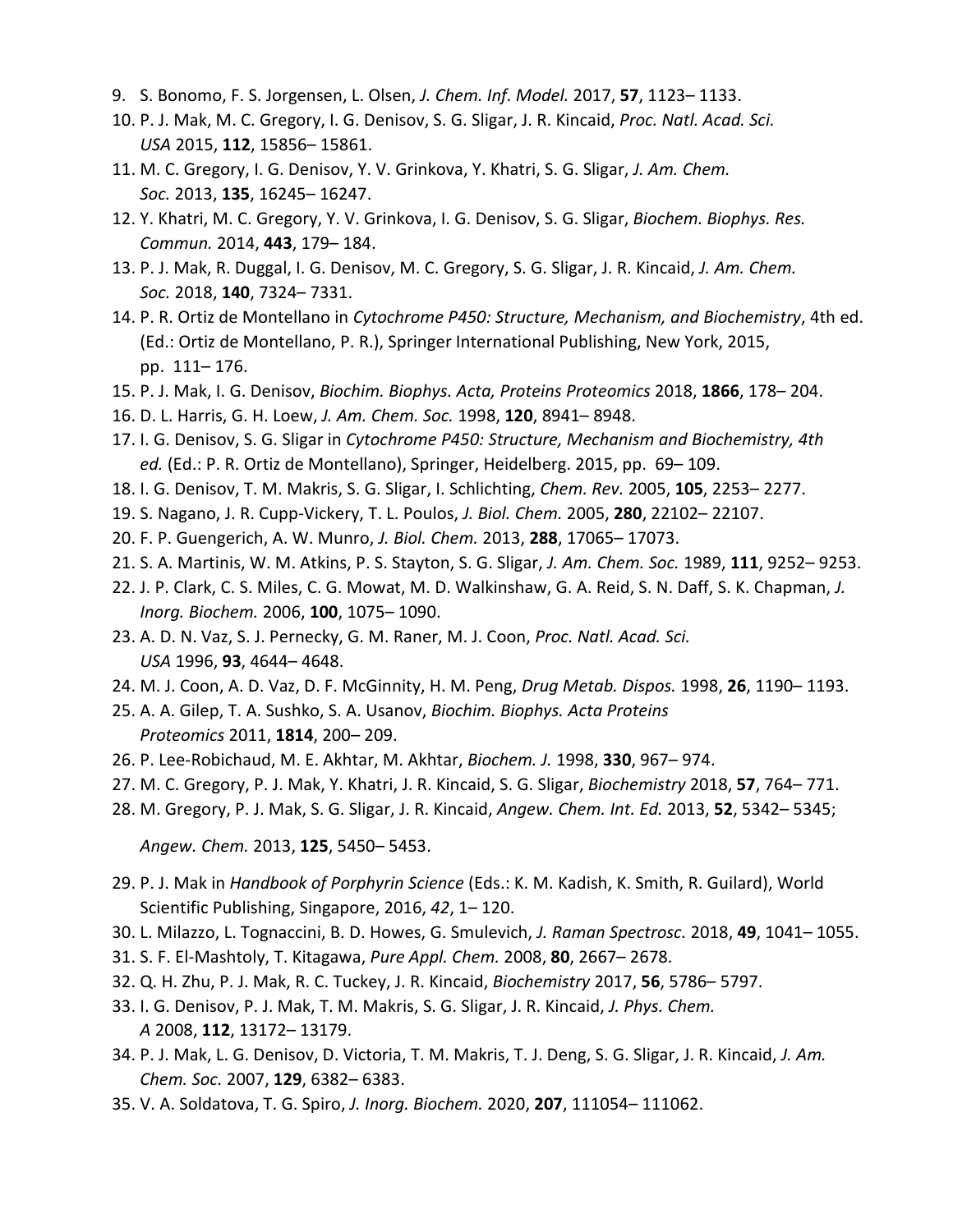9. S. Bonomo, F. S. Jorgensen, L. Olsen, *J. Chem. Inf. Model.* 2017, **57**, 1123– 1133.
10. P. J. Mak, M. C. Gregory, I. G. Denisov, S. G. Sligar, J. R. Kincaid, *Proc. Natl. Acad. Sci. USA* 2015, **112**, 15856– 15861.
11. M. C. Gregory, I. G. Denisov, Y. V. Grinkova, Y. Khatri, S. G. Sligar, *J. Am. Chem. Soc.* 2013, **135**, 16245– 16247.
12. Y. Khatri, M. C. Gregory, Y. V. Grinkova, I. G. Denisov, S. G. Sligar, *Biochem. Biophys. Res. Commun.* 2014, **443**, 179– 184.
13. P. J. Mak, R. Duggal, I. G. Denisov, M. C. Gregory, S. G. Sligar, J. R. Kincaid, *J. Am. Chem. Soc.* 2018, **140**, 7324– 7331.
14. P. R. Ortiz de Montellano in *Cytochrome P450: Structure, Mechanism, and Biochemistry*, 4th ed. (Ed.: Ortiz de Montellano, P. R.), Springer International Publishing, New York, 2015, pp. 111– 176.
15. P. J. Mak, I. G. Denisov, *Biochim. Biophys. Acta, Proteins Proteomics* 2018, **1866**, 178– 204.
16. D. L. Harris, G. H. Loew, *J. Am. Chem. Soc.* 1998, **120**, 8941– 8948.
17. I. G. Denisov, S. G. Sligar in *Cytochrome P450: Structure, Mechanism and Biochemistry, 4th ed.* (Ed.: P. R. Ortiz de Montellano), Springer, Heidelberg. 2015, pp. 69– 109.
18. I. G. Denisov, T. M. Makris, S. G. Sligar, I. Schlichting, *Chem. Rev.* 2005, **105**, 2253– 2277.
19. S. Nagano, J. R. Cupp-Vickery, T. L. Poulos, *J. Biol. Chem.* 2005, **280**, 22102– 22107.
20. F. P. Guengerich, A. W. Munro, *J. Biol. Chem.* 2013, **288**, 17065– 17073.
21. S. A. Martinis, W. M. Atkins, P. S. Stayton, S. G. Sligar, *J. Am. Chem. Soc.* 1989, **111**, 9252– 9253.
22. J. P. Clark, C. S. Miles, C. G. Mowat, M. D. Walkinshaw, G. A. Reid, S. N. Daff, S. K. Chapman, *J. Inorg. Biochem.* 2006, **100**, 1075– 1090.
23. A. D. N. Vaz, S. J. Pernecky, G. M. Raner, M. J. Coon, *Proc. Natl. Acad. Sci. USA* 1996, **93**, 4644– 4648.
24. M. J. Coon, A. D. Vaz, D. F. McGinnity, H. M. Peng, *Drug Metab. Dispos.* 1998, **26**, 1190– 1193.
25. A. A. Gilep, T. A. Sushko, S. A. Usanov, *Biochim. Biophys. Acta Proteins Proteomics* 2011, **1814**, 200– 209.
26. P. Lee-Robichaud, M. E. Akhtar, M. Akhtar, *Biochem. J.* 1998, **330**, 967– 974.
27. M. C. Gregory, P. J. Mak, Y. Khatri, J. R. Kincaid, S. G. Sligar, *Biochemistry* 2018, **57**, 764– 771.
28. M. Gregory, P. J. Mak, S. G. Sligar, J. R. Kincaid, *Angew. Chem. Int. Ed.* 2013, **52**, 5342– 5345; *Angew. Chem.* 2013, **125**, 5450– 5453.
29. P. J. Mak in *Handbook of Porphyrin Science* (Eds.: K. M. Kadish, K. Smith, R. Guilard), World Scientific Publishing, Singapore, 2016, *42*, 1– 120.
30. L. Milazzo, L. Tognaccini, B. D. Howes, G. Smulevich, *J. Raman Spectrosc.* 2018, **49**, 1041– 1055.
31. S. F. El-Mashtoly, T. Kitagawa, *Pure Appl. Chem.* 2008, **80**, 2667– 2678.
32. Q. H. Zhu, P. J. Mak, R. C. Tuckey, J. R. Kincaid, *Biochemistry* 2017, **56**, 5786– 5797.
33. I. G. Denisov, P. J. Mak, T. M. Makris, S. G. Sligar, J. R. Kincaid, *J. Phys. Chem. A* 2008, **112**, 13172– 13179.
34. P. J. Mak, L. G. Denisov, D. Victoria, T. M. Makris, T. J. Deng, S. G. Sligar, J. R. Kincaid, *J. Am. Chem. Soc.* 2007, **129**, 6382– 6383.
35. V. A. Soldatova, T. G. Spiro, *J. Inorg. Biochem.* 2020, **207**, 111054– 111062.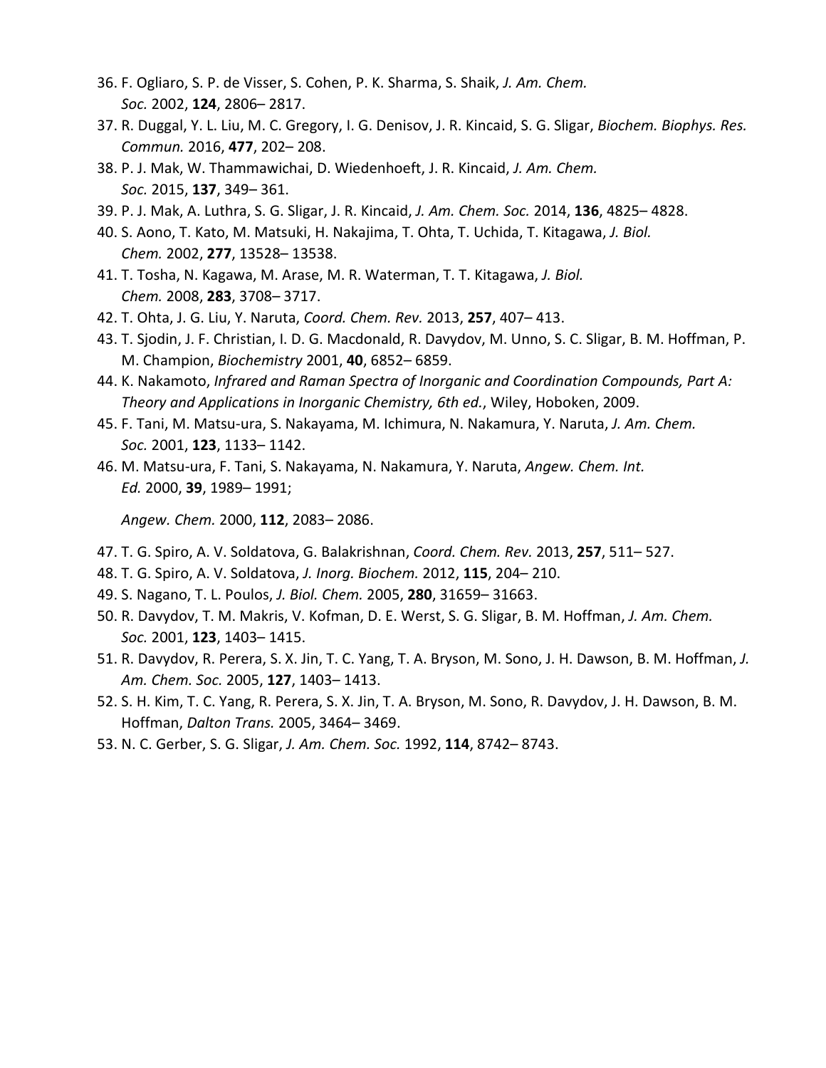36. F. Ogliaro, S. P. de Visser, S. Cohen, P. K. Sharma, S. Shaik, *J. Am. Chem. Soc.* 2002, **124**, 2806– 2817.
37. R. Duggal, Y. L. Liu, M. C. Gregory, I. G. Denisov, J. R. Kincaid, S. G. Sligar, *Biochem. Biophys. Res. Commun.* 2016, **477**, 202– 208.
38. P. J. Mak, W. Thammawichai, D. Wiedenhoeft, J. R. Kincaid, *J. Am. Chem. Soc.* 2015, **137**, 349– 361.
39. P. J. Mak, A. Luthra, S. G. Sligar, J. R. Kincaid, *J. Am. Chem. Soc.* 2014, **136**, 4825– 4828.
40. S. Aono, T. Kato, M. Matsuki, H. Nakajima, T. Ohta, T. Uchida, T. Kitagawa, *J. Biol. Chem.* 2002, **277**, 13528– 13538.
41. T. Tosha, N. Kagawa, M. Arase, M. R. Waterman, T. T. Kitagawa, *J. Biol. Chem.* 2008, **283**, 3708– 3717.
42. T. Ohta, J. G. Liu, Y. Naruta, *Coord. Chem. Rev.* 2013, **257**, 407– 413.
43. T. Sjodin, J. F. Christian, I. D. G. Macdonald, R. Davydov, M. Unno, S. C. Sligar, B. M. Hoffman, P. M. Champion, *Biochemistry* 2001, **40**, 6852– 6859.
44. K. Nakamoto, *Infrared and Raman Spectra of Inorganic and Coordination Compounds, Part A: Theory and Applications in Inorganic Chemistry, 6th ed.*, Wiley, Hoboken, 2009.
45. F. Tani, M. Matsu-ura, S. Nakayama, M. Ichimura, N. Nakamura, Y. Naruta, *J. Am. Chem. Soc.* 2001, **123**, 1133– 1142.
46. M. Matsu-ura, F. Tani, S. Nakayama, N. Nakamura, Y. Naruta, *Angew. Chem. Int. Ed.* 2000, **39**, 1989– 1991;

    *Angew. Chem.* 2000, **112**, 2083– 2086.
47. T. G. Spiro, A. V. Soldatova, G. Balakrishnan, *Coord. Chem. Rev.* 2013, **257**, 511– 527.
48. T. G. Spiro, A. V. Soldatova, *J. Inorg. Biochem.* 2012, **115**, 204– 210.
49. S. Nagano, T. L. Poulos, *J. Biol. Chem.* 2005, **280**, 31659– 31663.
50. R. Davydov, T. M. Makris, V. Kofman, D. E. Werst, S. G. Sligar, B. M. Hoffman, *J. Am. Chem. Soc.* 2001, **123**, 1403– 1415.
51. R. Davydov, R. Perera, S. X. Jin, T. C. Yang, T. A. Bryson, M. Sono, J. H. Dawson, B. M. Hoffman, *J. Am. Chem. Soc.* 2005, **127**, 1403– 1413.
52. S. H. Kim, T. C. Yang, R. Perera, S. X. Jin, T. A. Bryson, M. Sono, R. Davydov, J. H. Dawson, B. M. Hoffman, *Dalton Trans.* 2005, 3464– 3469.
53. N. C. Gerber, S. G. Sligar, *J. Am. Chem. Soc.* 1992, **114**, 8742– 8743.